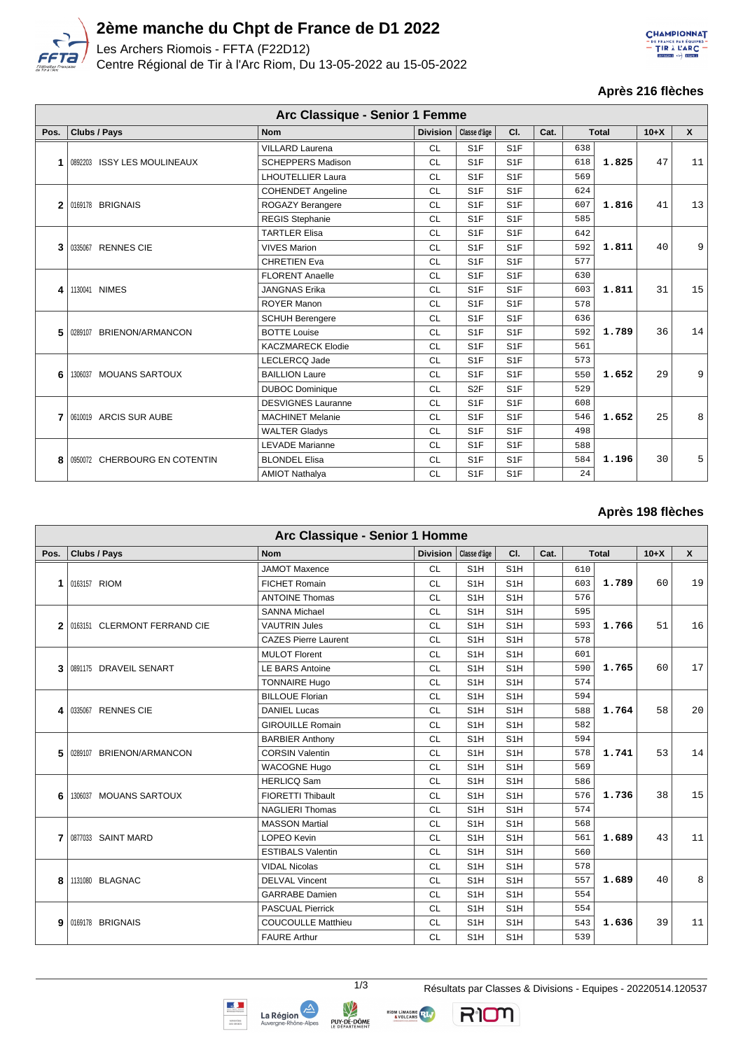# 2ème manche du Chpt de France de D1 2022

Les Archers Riomois - FFTA (F22D12)

Centre Régional de Tir à l'Arc Riom, Du 13-05-2022 au 15-05-2022

**Après 216 flèches**

| Arc Classique - Senior 1 Femme | | | | | | | | | | |
|---|---|---|---|---|---|---|---|---|---|---|
| Pos. | Clubs / Pays | Nom | Division | Classe d'âge | Cl. | Cat. | Total | | 10+X | X |
| 1 | 0892203 ISSY LES MOULINEAUX | VILLARD Laurena | CL | S1F | S1F | | 638 | 1.825 | 47 | 11 |
| | | SCHEPPERS Madison | CL | S1F | S1F | | 618 | | | |
| | | LHOUTELLIER Laura | CL | S1F | S1F | | 569 | | | |
| 2 | 0169178 BRIGNAIS | COHENDET Angeline | CL | S1F | S1F | | 624 | 1.816 | 41 | 13 |
| | | ROGAZY Berangere | CL | S1F | S1F | | 607 | | | |
| | | REGIS Stephanie | CL | S1F | S1F | | 585 | | | |
| 3 | 0335067 RENNES CIE | TARTLER Elisa | CL | S1F | S1F | | 642 | 1.811 | 40 | 9 |
| | | VIVES Marion | CL | S1F | S1F | | 592 | | | |
| | | CHRETIEN Eva | CL | S1F | S1F | | 577 | | | |
| 4 | 1130041 NIMES | FLORENT Anaelle | CL | S1F | S1F | | 630 | 1.811 | 31 | 15 |
| | | JANGNAS Erika | CL | S1F | S1F | | 603 | | | |
| | | ROYER Manon | CL | S1F | S1F | | 578 | | | |
| 5 | 0289107 BRIENON/ARMANCON | SCHUH Berengere | CL | S1F | S1F | | 636 | 1.789 | 36 | 14 |
| | | BOTTE Louise | CL | S1F | S1F | | 592 | | | |
| | | KACZMARECK Elodie | CL | S1F | S1F | | 561 | | | |
| 6 | 1306037 MOUANS SARTOUX | LECLERCQ Jade | CL | S1F | S1F | | 573 | 1.652 | 29 | 9 |
| | | BAILLION Laure | CL | S1F | S1F | | 550 | | | |
| | | DUBOC Dominique | CL | S2F | S1F | | 529 | | | |
| 7 | 0610019 ARCIS SUR AUBE | DESVIGNES Lauranne | CL | S1F | S1F | | 608 | 1.652 | 25 | 8 |
| | | MACHINET Melanie | CL | S1F | S1F | | 546 | | | |
| | | WALTER Gladys | CL | S1F | S1F | | 498 | | | |
| 8 | 0950072 CHERBOURG EN COTENTIN | LEVADE Marianne | CL | S1F | S1F | | 588 | 1.196 | 30 | 5 |
| | | BLONDEL Elisa | CL | S1F | S1F | | 584 | | | |
| | | AMIOT Nathalya | CL | S1F | S1F | | 24 | | | |

**Après 198 flèches**

| Arc Classique - Senior 1 Homme | | | | | | | | | | |
|---|---|---|---|---|---|---|---|---|---|---|
| Pos. | Clubs / Pays | Nom | Division | Classe d'âge | Cl. | Cat. | Total | | 10+X | X |
| 1 | 0163157 RIOM | JAMOT Maxence | CL | S1H | S1H | | 610 | 1.789 | 60 | 19 |
| | | FICHET Romain | CL | S1H | S1H | | 603 | | | |
| | | ANTOINE Thomas | CL | S1H | S1H | | 576 | | | |
| 2 | 0163151 CLERMONT FERRAND CIE | SANNA Michael | CL | S1H | S1H | | 595 | 1.766 | 51 | 16 |
| | | VAUTRIN Jules | CL | S1H | S1H | | 593 | | | |
| | | CAZES Pierre Laurent | CL | S1H | S1H | | 578 | | | |
| 3 | 0891175 DRAVEIL SENART | MULOT Florent | CL | S1H | S1H | | 601 | 1.765 | 60 | 17 |
| | | LE BARS Antoine | CL | S1H | S1H | | 590 | | | |
| | | TONNAIRE Hugo | CL | S1H | S1H | | 574 | | | |
| 4 | 0335067 RENNES CIE | BILLOUE Florian | CL | S1H | S1H | | 594 | 1.764 | 58 | 20 |
| | | DANIEL Lucas | CL | S1H | S1H | | 588 | | | |
| | | GIROUILLE Romain | CL | S1H | S1H | | 582 | | | |
| 5 | 0289107 BRIENON/ARMANCON | BARBIER Anthony | CL | S1H | S1H | | 594 | 1.741 | 53 | 14 |
| | | CORSIN Valentin | CL | S1H | S1H | | 578 | | | |
| | | WACOGNE Hugo | CL | S1H | S1H | | 569 | | | |
| 6 | 1306037 MOUANS SARTOUX | HERLICQ Sam | CL | S1H | S1H | | 586 | 1.736 | 38 | 15 |
| | | FIORETTI Thibault | CL | S1H | S1H | | 576 | | | |
| | | NAGLIERI Thomas | CL | S1H | S1H | | 574 | | | |
| 7 | 0877033 SAINT MARD | MASSON Martial | CL | S1H | S1H | | 568 | 1.689 | 43 | 11 |
| | | LOPEO Kevin | CL | S1H | S1H | | 561 | | | |
| | | ESTIBALS Valentin | CL | S1H | S1H | | 560 | | | |
| 8 | 1131080 BLAGNAC | VIDAL Nicolas | CL | S1H | S1H | | 578 | 1.689 | 40 | 8 |
| | | DELVAL Vincent | CL | S1H | S1H | | 557 | | | |
| | | GARRABE Damien | CL | S1H | S1H | | 554 | | | |
| 9 | 0169178 BRIGNAIS | PASCUAL Pierrick | CL | S1H | S1H | | 554 | 1.636 | 39 | 11 |
| | | COUCOULLE Matthieu | CL | S1H | S1H | | 543 | | | |
| | | FAURE Arthur | CL | S1H | S1H | | 539 | | | |

Résultats par Classes & Divisions - Equipes - 20220514.120537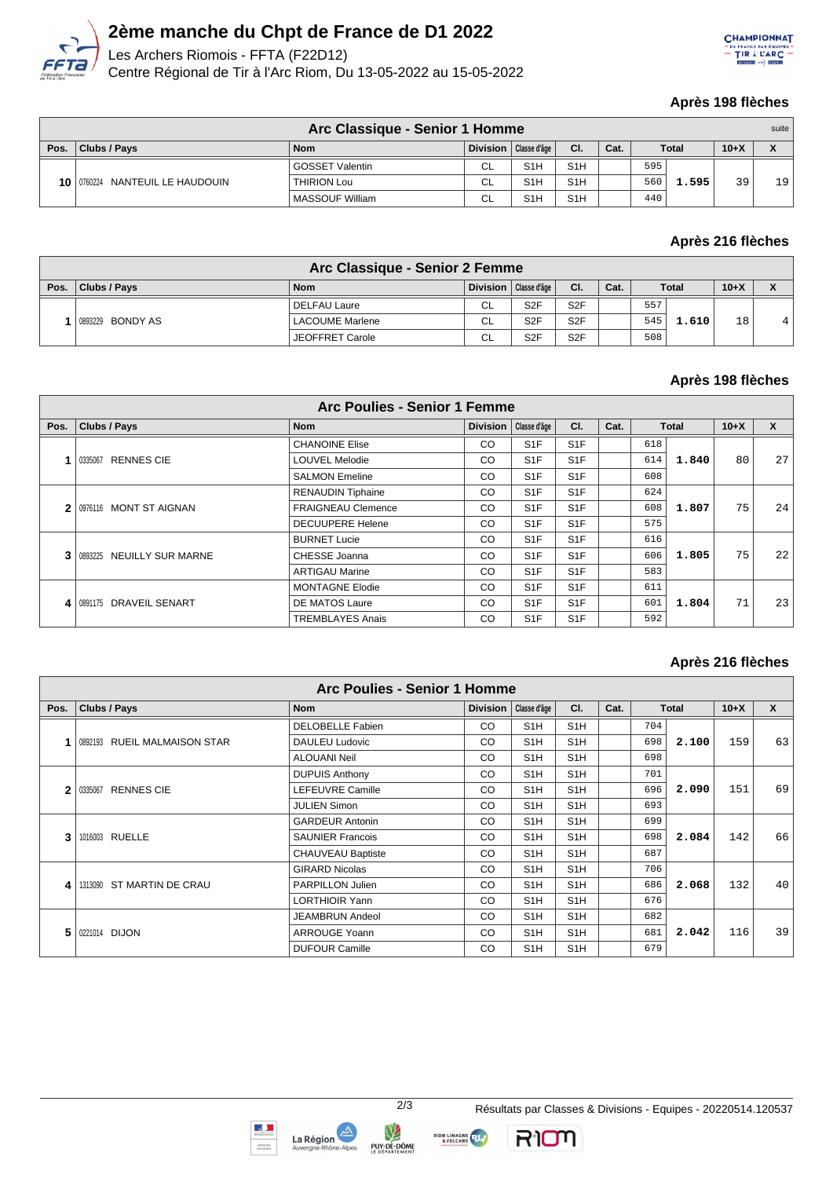# 2ème manche du Chpt de France de D1 2022

Les Archers Riomois - FFTA (F22D12)
Centre Régional de Tir à l'Arc Riom, Du 13-05-2022 au 15-05-2022

**Après 198 flèches**

| Arc Classique - Senior 1 Homme | | | | | | | | | | suite |
|---|---|---|---|---|---|---|---|---|---|---|
| Pos. | Clubs / Pays | Nom | Division | Classe d'âge | Cl. | Cat. | Total | | 10+X | X |
| 10 | 0760224 NANTEUIL LE HAUDOUIN | GOSSET Valentin | CL | S1H | S1H | | 595 | 1.595 | 39 | 19 |
| | | THIRION Lou | CL | S1H | S1H | | 560 | | | |
| | | MASSOUF William | CL | S1H | S1H | | 440 | | | |

**Après 216 flèches**

| Arc Classique - Senior 2 Femme | | | | | | | | | | |
|---|---|---|---|---|---|---|---|---|---|---|
| Pos. | Clubs / Pays | Nom | Division | Classe d'âge | Cl. | Cat. | Total | | 10+X | X |
| 1 | 0893229 BONDY AS | DELFAU Laure | CL | S2F | S2F | | 557 | 1.610 | 18 | 4 |
| | | LACOUME Marlene | CL | S2F | S2F | | 545 | | | |
| | | JEOFFRET Carole | CL | S2F | S2F | | 508 | | | |

**Après 198 flèches**

| Arc Poulies - Senior 1 Femme | | | | | | | | | | |
|---|---|---|---|---|---|---|---|---|---|---|
| Pos. | Clubs / Pays | Nom | Division | Classe d'âge | Cl. | Cat. | Total | | 10+X | X |
| 1 | 0335067 RENNES CIE | CHANOINE Elise | CO | S1F | S1F | | 618 | 1.840 | 80 | 27 |
| | | LOUVEL Melodie | CO | S1F | S1F | | 614 | | | |
| | | SALMON Emeline | CO | S1F | S1F | | 608 | | | |
| 2 | 0976116 MONT ST AIGNAN | RENAUDIN Tiphaine | CO | S1F | S1F | | 624 | 1.807 | 75 | 24 |
| | | FRAIGNEAU Clemence | CO | S1F | S1F | | 608 | | | |
| | | DECUUPERE Helene | CO | S1F | S1F | | 575 | | | |
| 3 | 0893225 NEUILLY SUR MARNE | BURNET Lucie | CO | S1F | S1F | | 616 | 1.805 | 75 | 22 |
| | | CHESSE Joanna | CO | S1F | S1F | | 606 | | | |
| | | ARTIGAU Marine | CO | S1F | S1F | | 583 | | | |
| 4 | 0891175 DRAVEIL SENART | MONTAGNE Elodie | CO | S1F | S1F | | 611 | 1.804 | 71 | 23 |
| | | DE MATOS Laure | CO | S1F | S1F | | 601 | | | |
| | | TREMBLAYES Anais | CO | S1F | S1F | | 592 | | | |

**Après 216 flèches**

| Arc Poulies - Senior 1 Homme | | | | | | | | | | |
|---|---|---|---|---|---|---|---|---|---|---|
| Pos. | Clubs / Pays | Nom | Division | Classe d'âge | Cl. | Cat. | Total | | 10+X | X |
| 1 | 0892193 RUEIL MALMAISON STAR | DELOBELLE Fabien | CO | S1H | S1H | | 704 | 2.100 | 159 | 63 |
| | | DAULEU Ludovic | CO | S1H | S1H | | 698 | | | |
| | | ALOUANI Neil | CO | S1H | S1H | | 698 | | | |
| 2 | 0335067 RENNES CIE | DUPUIS Anthony | CO | S1H | S1H | | 701 | 2.090 | 151 | 69 |
| | | LEFEUVRE Camille | CO | S1H | S1H | | 696 | | | |
| | | JULIEN Simon | CO | S1H | S1H | | 693 | | | |
| 3 | 1016003 RUELLE | GARDEUR Antonin | CO | S1H | S1H | | 699 | 2.084 | 142 | 66 |
| | | SAUNIER Francois | CO | S1H | S1H | | 698 | | | |
| | | CHAUVEAU Baptiste | CO | S1H | S1H | | 687 | | | |
| 4 | 1313090 ST MARTIN DE CRAU | GIRARD Nicolas | CO | S1H | S1H | | 706 | 2.068 | 132 | 40 |
| | | PARPILLON Julien | CO | S1H | S1H | | 686 | | | |
| | | LORTHIOIR Yann | CO | S1H | S1H | | 676 | | | |
| 5 | 0221014 DIJON | JEAMBRUN Andeol | CO | S1H | S1H | | 682 | 2.042 | 116 | 39 |
| | | ARROUGE Yoann | CO | S1H | S1H | | 681 | | | |
| | | DUFOUR Camille | CO | S1H | S1H | | 679 | | | |

Résultats par Classes & Divisions - Equipes - 20220514.120537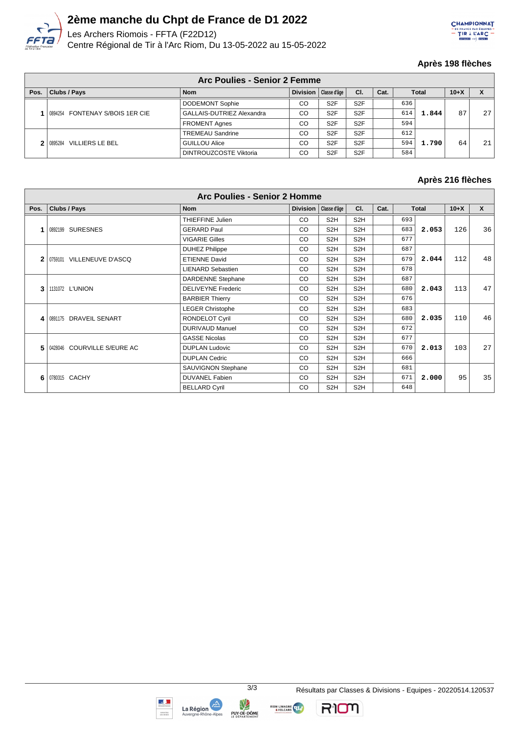# 2ème manche du Chpt de France de D1 2022

Les Archers Riomois - FFTA (F22D12)

Centre Régional de Tir à l'Arc Riom, Du 13-05-2022 au 15-05-2022

**Après 198 flèches**

## Arc Poulies - Senior 2 Femme

| Pos. | Clubs / Pays | Nom | Division | Classe d'âge | Cl. | Cat. | | Total | 10+X | X |
|---|---|---|---|---|---|---|---|---|---|---|
| 1 | 0894254 FONTENAY S/BOIS 1ER CIE | DODEMONT Sophie | CO | S2F | S2F | | 636 | 1.844 | 87 | 27 |
| | | GALLAIS-DUTRIEZ Alexandra | CO | S2F | S2F | | 614 | | | |
| | | FROMENT Agnes | CO | S2F | S2F | | 594 | | | |
| 2 | 0895284 VILLIERS LE BEL | TREMEAU Sandrine | CO | S2F | S2F | | 612 | 1.790 | 64 | 21 |
| | | GUILLOU Alice | CO | S2F | S2F | | 594 | | | |
| | | DINTROUZCOSTE Viktoria | CO | S2F | S2F | | 584 | | | |

**Après 216 flèches**

## Arc Poulies - Senior 2 Homme

| Pos. | Clubs / Pays | Nom | Division | Classe d'âge | Cl. | Cat. | | Total | 10+X | X |
|---|---|---|---|---|---|---|---|---|---|---|
| 1 | 0892199 SURESNES | THIEFFINE Julien | CO | S2H | S2H | | 693 | 2.053 | 126 | 36 |
| | | GERARD Paul | CO | S2H | S2H | | 683 | | | |
| | | VIGARIE Gilles | CO | S2H | S2H | | 677 | | | |
| 2 | 0759101 VILLENEUVE D'ASCQ | DUHEZ Philippe | CO | S2H | S2H | | 687 | 2.044 | 112 | 48 |
| | | ETIENNE David | CO | S2H | S2H | | 679 | | | |
| | | LIENARD Sebastien | CO | S2H | S2H | | 678 | | | |
| 3 | 1131072 L'UNION | DARDENNE Stephane | CO | S2H | S2H | | 687 | 2.043 | 113 | 47 |
| | | DELIVEYNE Frederic | CO | S2H | S2H | | 680 | | | |
| | | BARBIER Thierry | CO | S2H | S2H | | 676 | | | |
| 4 | 0891175 DRAVEIL SENART | LEGER Christophe | CO | S2H | S2H | | 683 | 2.035 | 110 | 46 |
| | | RONDELOT Cyril | CO | S2H | S2H | | 680 | | | |
| | | DURIVAUD Manuel | CO | S2H | S2H | | 672 | | | |
| 5 | 0428046 COURVILLE S/EURE AC | GASSE Nicolas | CO | S2H | S2H | | 677 | 2.013 | 103 | 27 |
| | | DUPLAN Ludovic | CO | S2H | S2H | | 670 | | | |
| | | DUPLAN Cedric | CO | S2H | S2H | | 666 | | | |
| 6 | 0780315 CACHY | SAUVIGNON Stephane | CO | S2H | S2H | | 681 | 2.000 | 95 | 35 |
| | | DUVANEL Fabien | CO | S2H | S2H | | 671 | | | |
| | | BELLARD Cyril | CO | S2H | S2H | | 648 | | | |

Résultats par Classes & Divisions - Equipes - 20220514.120537